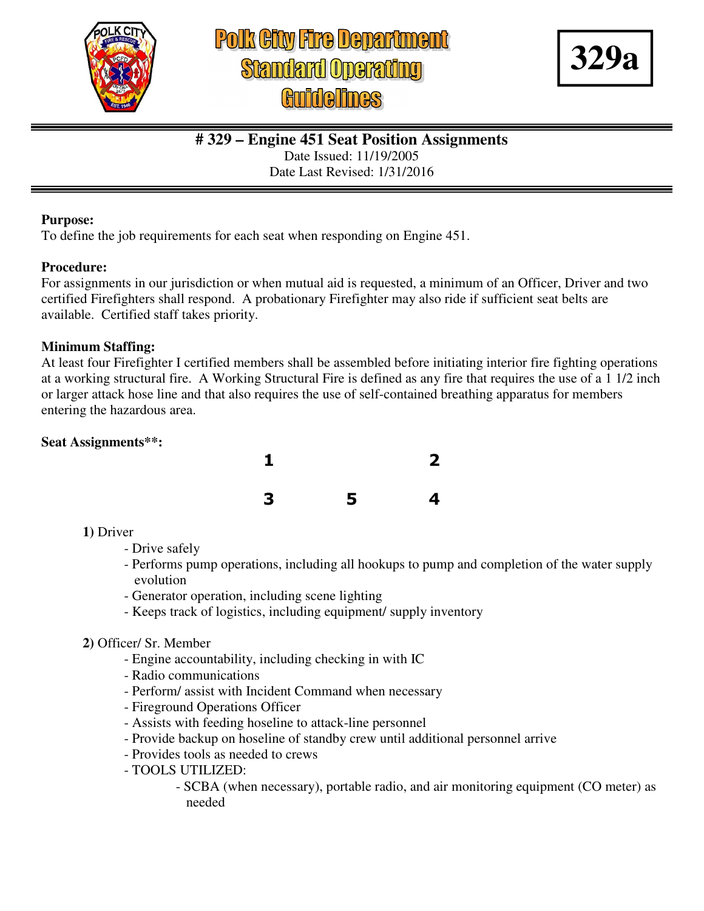# Polk City Fire Department Standard Operating Guidelines

**329a**

## # 329 – Engine 451 Seat Position Assignments

Date Issued: 11/19/2005

Date Last Revised: 1/31/2016

**Purpose:**

To define the job requirements for each seat when responding on Engine 451.

**Procedure:**

For assignments in our jurisdiction or when mutual aid is requested, a minimum of an Officer, Driver and two certified Firefighters shall respond. A probationary Firefighter may also ride if sufficient seat belts are available. Certified staff takes priority.

**Minimum Staffing:**

At least four Firefighter I certified members shall be assembled before initiating interior fire fighting operations at a working structural fire. A Working Structural Fire is defined as any fire that requires the use of a 1 1/2 inch or larger attack hose line and that also requires the use of self-contained breathing apparatus for members entering the hazardous area.

**Seat Assignments**\*\***:**

| | | |
|---|---|---|
| **1** | | **2** |
| **3** | **5** | **4** |

**1**) Driver

- Drive safely
- Performs pump operations, including all hookups to pump and completion of the water supply evolution
- Generator operation, including scene lighting
- Keeps track of logistics, including equipment/ supply inventory

**2**) Officer/ Sr. Member

- Engine accountability, including checking in with IC
- Radio communications
- Perform/ assist with Incident Command when necessary
- Fireground Operations Officer
- Assists with feeding hoseline to attack-line personnel
- Provide backup on hoseline of standby crew until additional personnel arrive
- Provides tools as needed to crews
- TOOLS UTILIZED:
  - SCBA (when necessary), portable radio, and air monitoring equipment (CO meter) as needed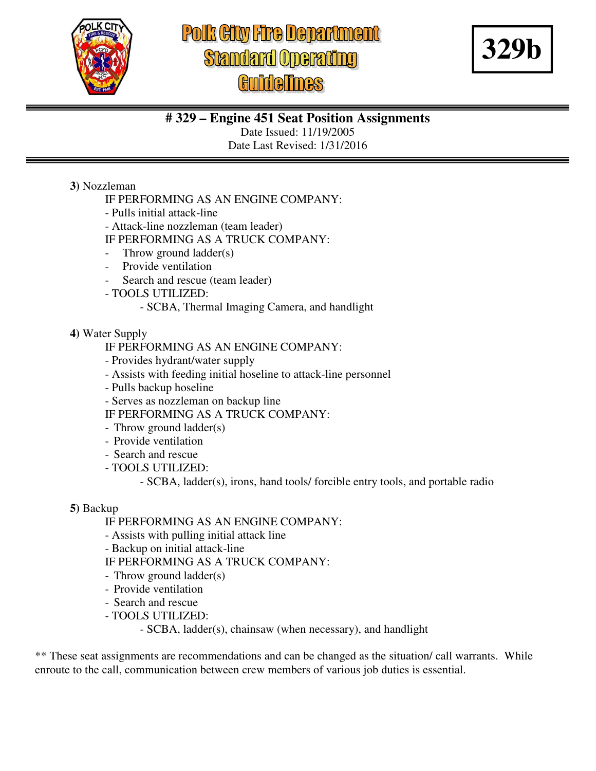# Polk City Fire Department Standard Operating Guidelines

**329b**

## # 329 – Engine 451 Seat Position Assignments

Date Issued: 11/19/2005
Date Last Revised: 1/31/2016

**3)** Nozzleman

IF PERFORMING AS AN ENGINE COMPANY:
- Pulls initial attack-line
- Attack-line nozzleman (team leader)

IF PERFORMING AS A TRUCK COMPANY:
- Throw ground ladder(s)
- Provide ventilation
- Search and rescue (team leader)
- TOOLS UTILIZED:
  - SCBA, Thermal Imaging Camera, and handlight

**4)** Water Supply

IF PERFORMING AS AN ENGINE COMPANY:
- Provides hydrant/water supply
- Assists with feeding initial hoseline to attack-line personnel
- Pulls backup hoseline
- Serves as nozzleman on backup line

IF PERFORMING AS A TRUCK COMPANY:
- Throw ground ladder(s)
- Provide ventilation
- Search and rescue
- TOOLS UTILIZED:
  - SCBA, ladder(s), irons, hand tools/ forcible entry tools, and portable radio

**5)** Backup

IF PERFORMING AS AN ENGINE COMPANY:
- Assists with pulling initial attack line
- Backup on initial attack-line

IF PERFORMING AS A TRUCK COMPANY:
- Throw ground ladder(s)
- Provide ventilation
- Search and rescue
- TOOLS UTILIZED:
  - SCBA, ladder(s), chainsaw (when necessary), and handlight

** These seat assignments are recommendations and can be changed as the situation/ call warrants. While enroute to the call, communication between crew members of various job duties is essential.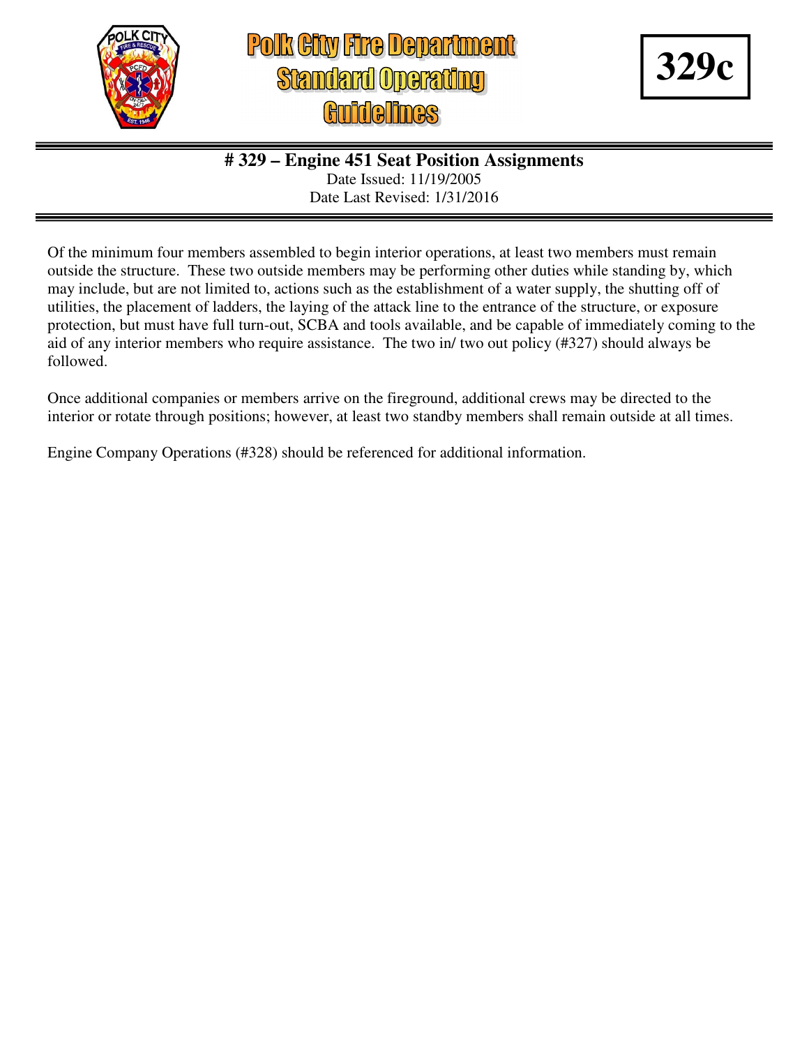# Polk City Fire Department Standard Operating Guidelines

**329c**

## # 329 – Engine 451 Seat Position Assignments

Date Issued: 11/19/2005
Date Last Revised: 1/31/2016

Of the minimum four members assembled to begin interior operations, at least two members must remain outside the structure. These two outside members may be performing other duties while standing by, which may include, but are not limited to, actions such as the establishment of a water supply, the shutting off of utilities, the placement of ladders, the laying of the attack line to the entrance of the structure, or exposure protection, but must have full turn-out, SCBA and tools available, and be capable of immediately coming to the aid of any interior members who require assistance. The two in/ two out policy (#327) should always be followed.

Once additional companies or members arrive on the fireground, additional crews may be directed to the interior or rotate through positions; however, at least two standby members shall remain outside at all times.

Engine Company Operations (#328) should be referenced for additional information.